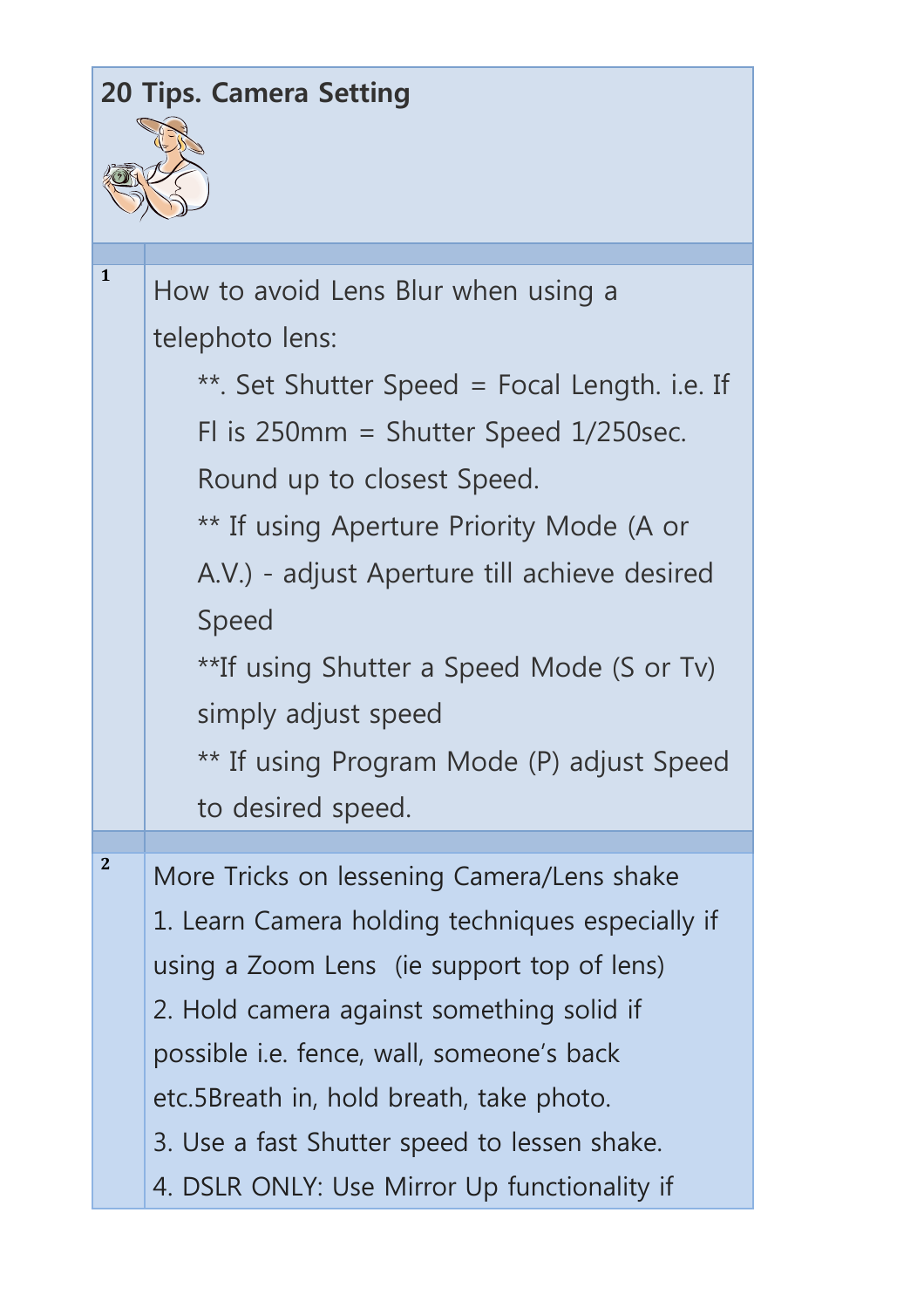## 20 Tips. Camera Setting

| | |
|---|---|
| 1 | How to avoid Lens Blur when using a telephoto lens:<br>**. Set Shutter Speed = Focal Length. i.e. If Fl is 250mm = Shutter Speed 1/250sec. Round up to closest Speed.<br>** If using Aperture Priority Mode (A or A.V.) - adjust Aperture till achieve desired Speed<br>**If using Shutter a Speed Mode (S or Tv) simply adjust speed<br>** If using Program Mode (P) adjust Speed to desired speed. |
| | |
| 2 | More Tricks on lessening Camera/Lens shake<br>1. Learn Camera holding techniques especially if using a Zoom Lens (ie support top of lens)<br>2. Hold camera against something solid if possible i.e. fence, wall, someone's back etc.5Breath in, hold breath, take photo.<br>3. Use a fast Shutter speed to lessen shake.<br>4. DSLR ONLY: Use Mirror Up functionality if |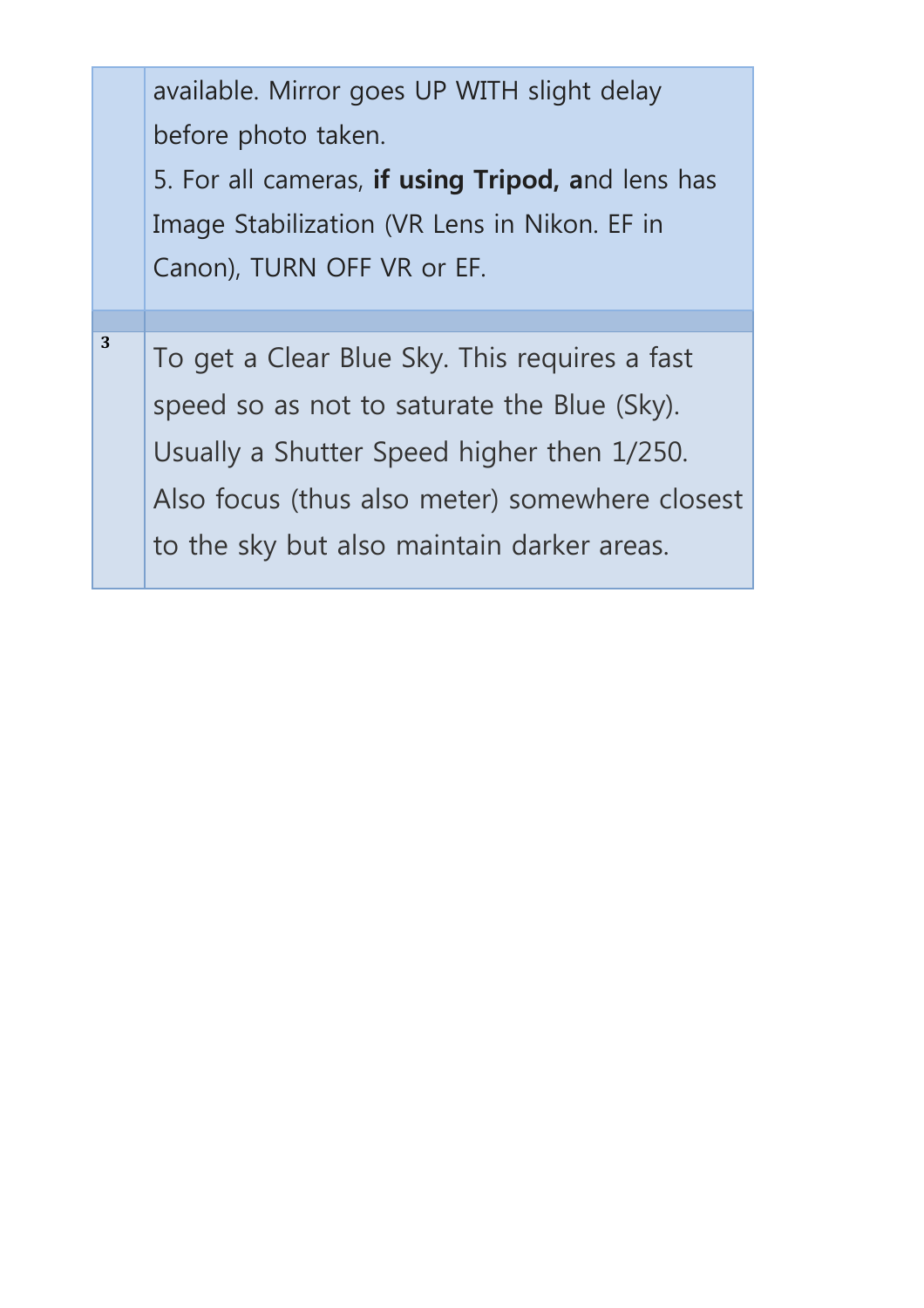|   |   |
|---|---|
|   | available. Mirror goes UP WITH slight delay before photo taken.<br>5. For all cameras, **if using Tripod, a**nd lens has Image Stabilization (VR Lens in Nikon. EF in Canon), TURN OFF VR or EF. |
|   |   |
| 3 | To get a Clear Blue Sky. This requires a fast speed so as not to saturate the Blue (Sky). Usually a Shutter Speed higher then 1/250. Also focus (thus also meter) somewhere closest to the sky but also maintain darker areas. |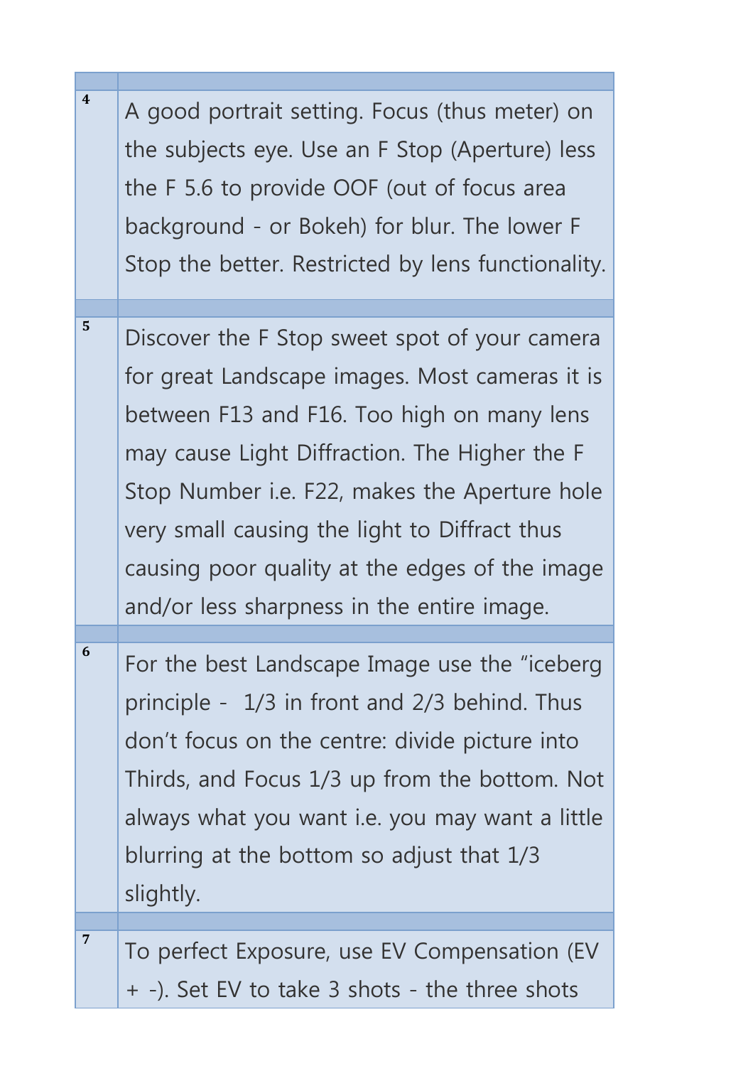| | |
|---|---|
| 4 | A good portrait setting. Focus (thus meter) on the subjects eye. Use an F Stop (Aperture) less the F 5.6 to provide OOF (out of focus area background - or Bokeh) for blur. The lower F Stop the better. Restricted by lens functionality. |
| | |
| 5 | Discover the F Stop sweet spot of your camera for great Landscape images. Most cameras it is between F13 and F16. Too high on many lens may cause Light Diffraction. The Higher the F Stop Number i.e. F22, makes the Aperture hole very small causing the light to Diffract thus causing poor quality at the edges of the image and/or less sharpness in the entire image. |
| | |
| 6 | For the best Landscape Image use the "iceberg principle - 1/3 in front and 2/3 behind. Thus don't focus on the centre: divide picture into Thirds, and Focus 1/3 up from the bottom. Not always what you want i.e. you may want a little blurring at the bottom so adjust that 1/3 slightly. |
| | |
| 7 | To perfect Exposure, use EV Compensation (EV + -). Set EV to take 3 shots - the three shots |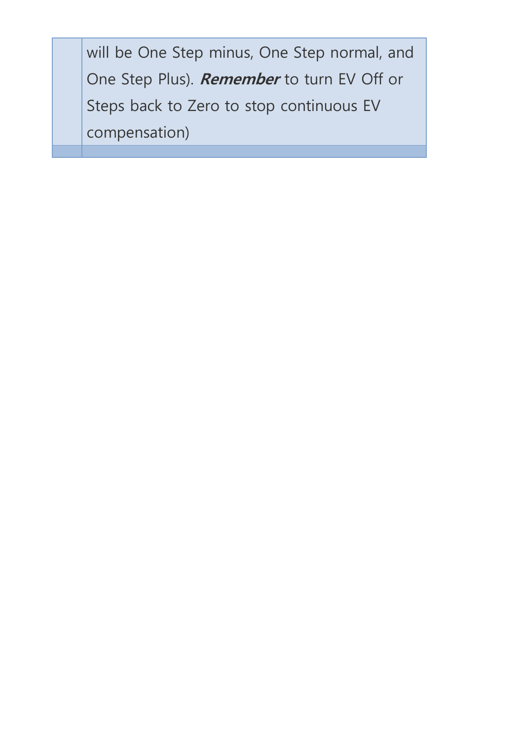|  |  |
|---|---|
|  | will be One Step minus, One Step normal, and One Step Plus). ***Remember*** to turn EV Off or Steps back to Zero to stop continuous EV compensation) |
|  |  |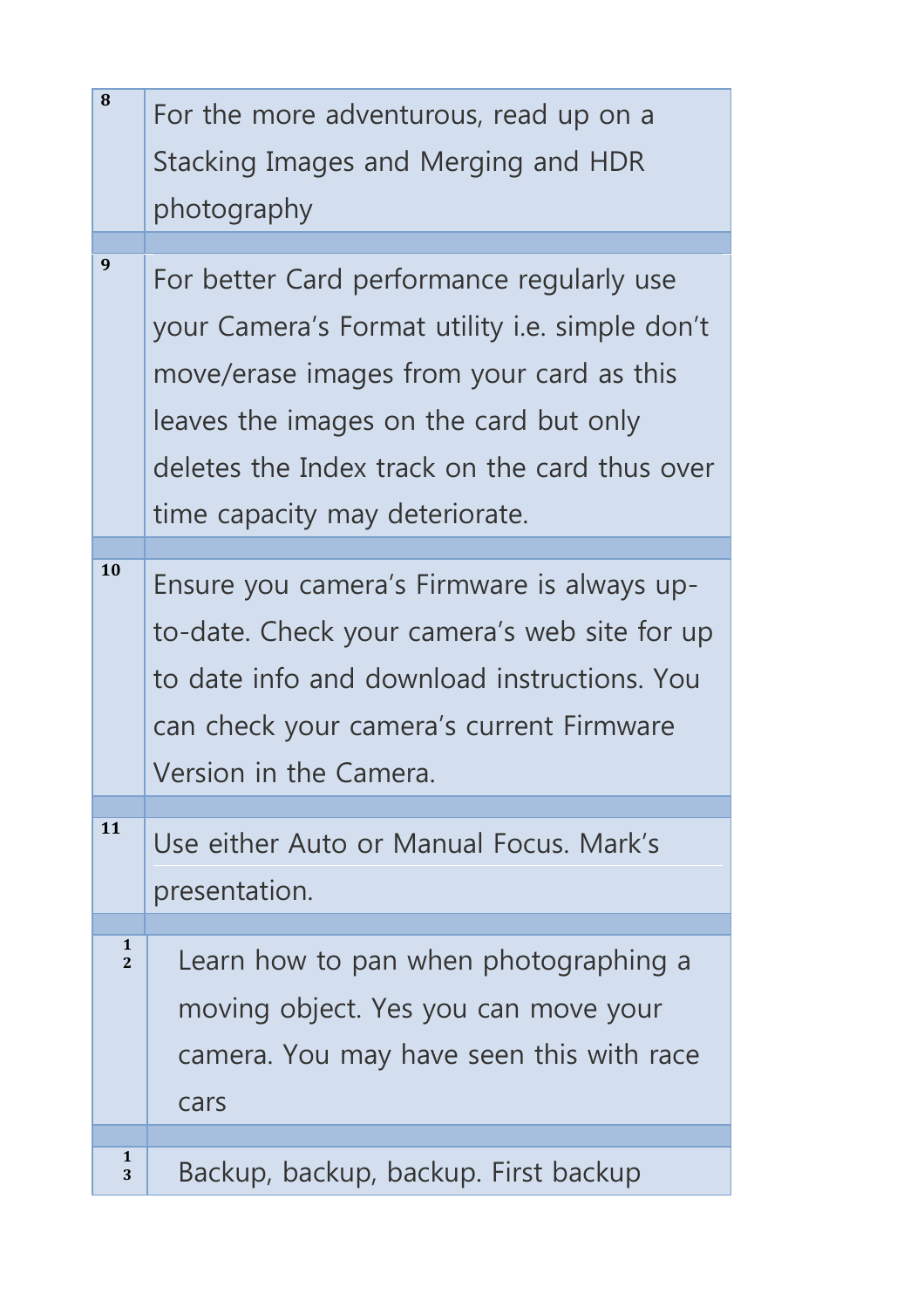| | |
|---|---|
| 8 | For the more adventurous, read up on a Stacking Images and Merging and HDR photography |
| | |
| 9 | For better Card performance regularly use your Camera's Format utility i.e. simple don't move/erase images from your card as this leaves the images on the card but only deletes the Index track on the card thus over time capacity may deteriorate. |
| | |
| 10 | Ensure you camera's Firmware is always up-to-date. Check your camera's web site for up to date info and download instructions. You can check your camera's current Firmware Version in the Camera. |
| | |
| 11 | Use either Auto or Manual Focus. Mark's presentation. |
| | |
| 12 | Learn how to pan when photographing a moving object. Yes you can move your camera. You may have seen this with race cars |
| | |
| 13 | Backup, backup, backup. First backup |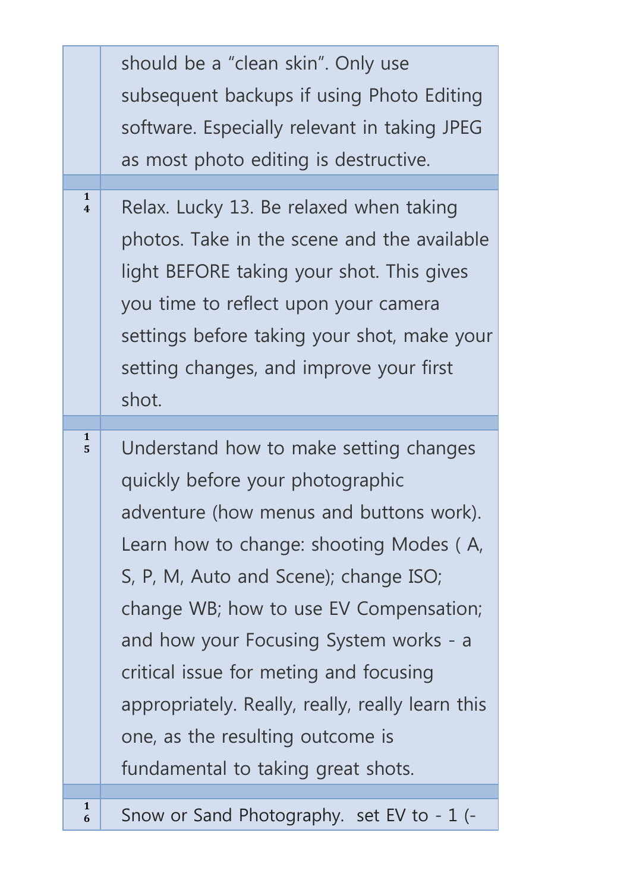| | |
|---|---|
| | should be a “clean skin”. Only use subsequent backups if using Photo Editing software. Especially relevant in taking JPEG as most photo editing is destructive. |
| | |
| 14 | Relax. Lucky 13. Be relaxed when taking photos. Take in the scene and the available light BEFORE taking your shot. This gives you time to reflect upon your camera settings before taking your shot, make your setting changes, and improve your first shot. |
| | |
| 15 | Understand how to make setting changes quickly before your photographic adventure (how menus and buttons work). Learn how to change: shooting Modes ( A, S, P, M, Auto and Scene); change ISO; change WB; how to use EV Compensation; and how your Focusing System works - a critical issue for meting and focusing appropriately. Really, really, really learn this one, as the resulting outcome is fundamental to taking great shots. |
| | |
| 16 | Snow or Sand Photography. set EV to - 1 (- |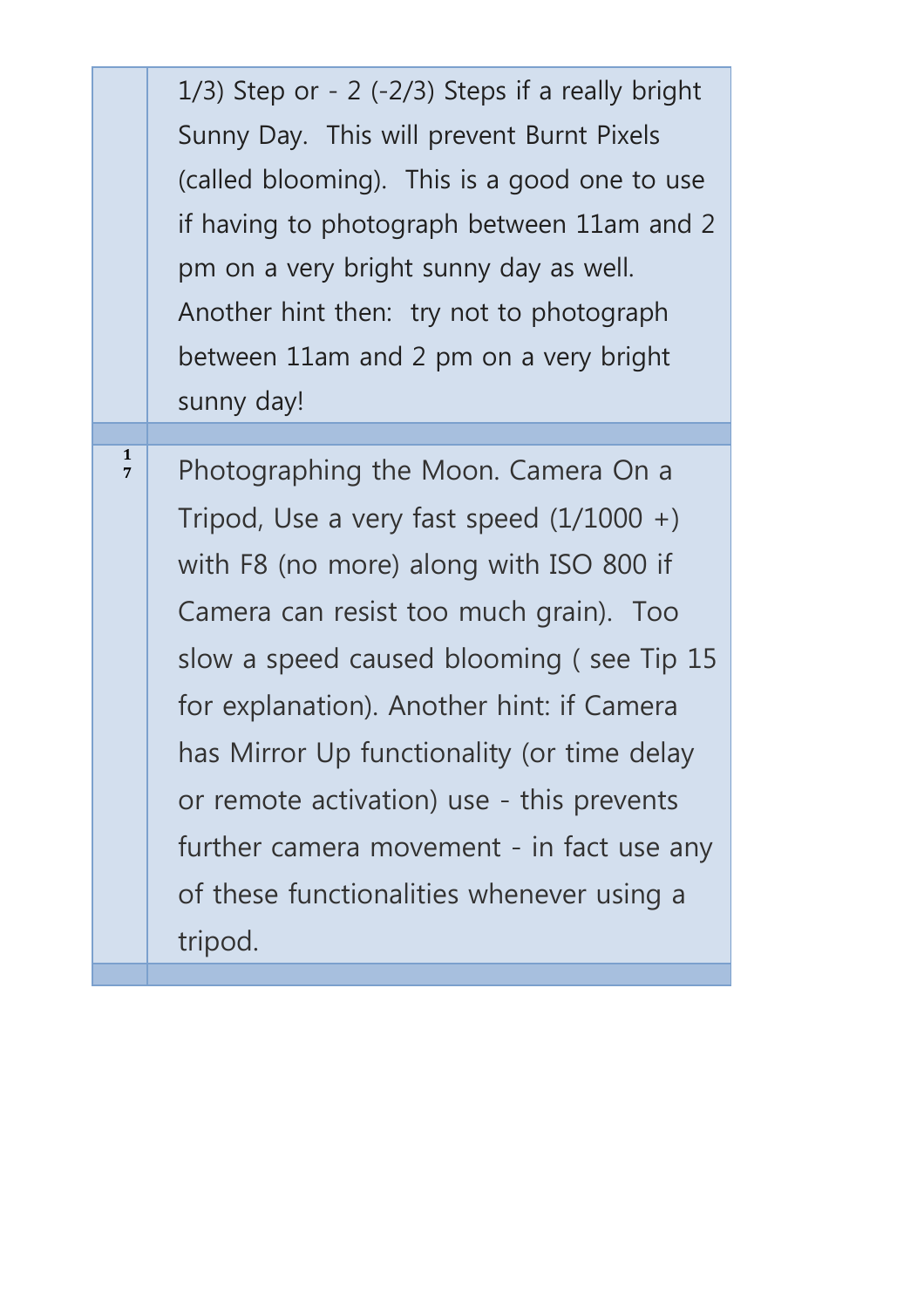|  |  |
|---|---|
|  | 1/3) Step or - 2 (-2/3) Steps if a really bright Sunny Day.  This will prevent Burnt Pixels (called blooming).  This is a good one to use if having to photograph between 11am and 2 pm on a very bright sunny day as well. Another hint then:  try not to photograph between 11am and 2 pm on a very bright sunny day! |
|  |  |
| 17 | Photographing the Moon. Camera On a Tripod, Use a very fast speed (1/1000 +) with F8 (no more) along with ISO 800 if Camera can resist too much grain).  Too slow a speed caused blooming ( see Tip 15 for explanation). Another hint: if Camera has Mirror Up functionality (or time delay or remote activation) use - this prevents further camera movement - in fact use any of these functionalities whenever using a tripod. |
|  |  |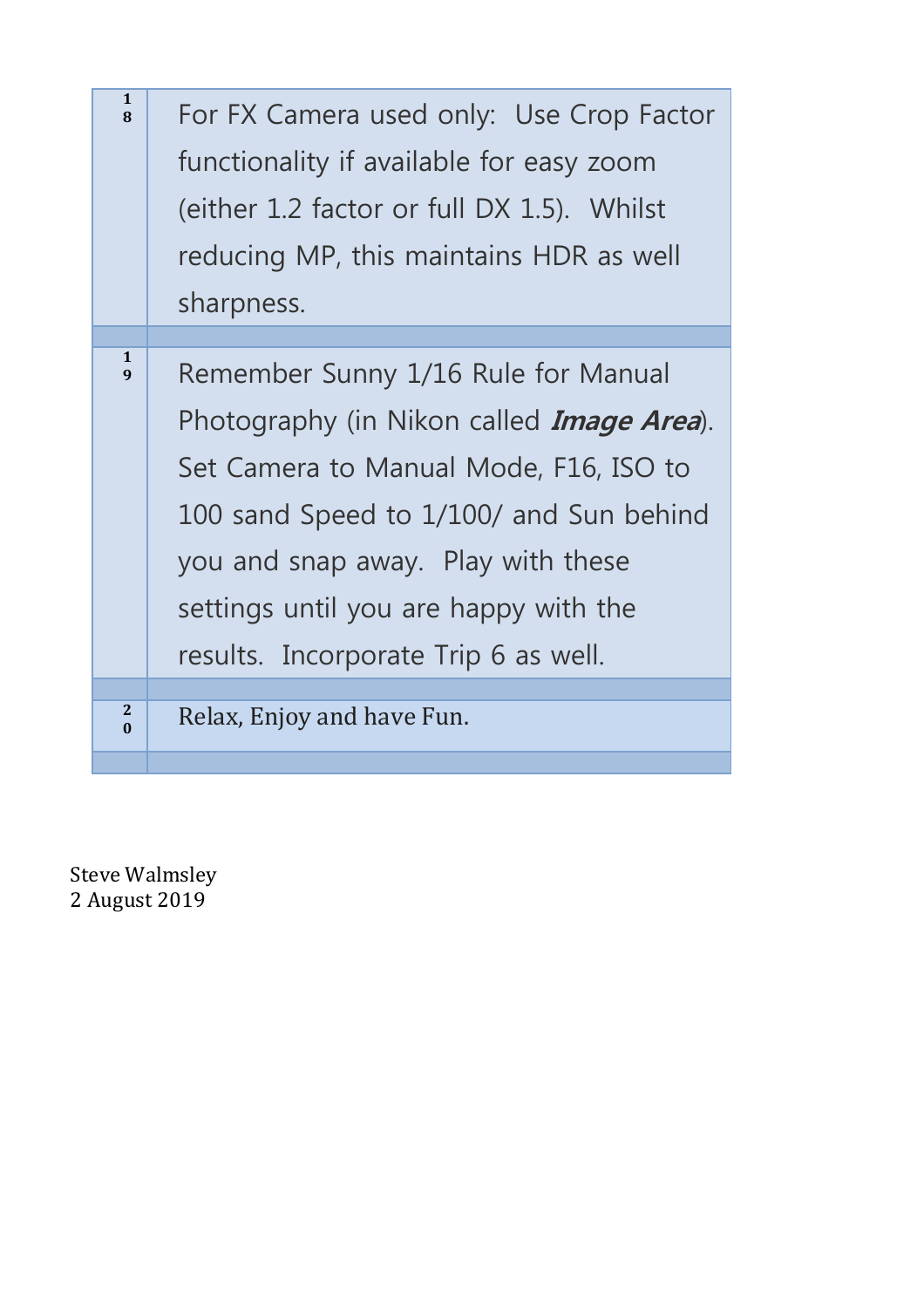| | |
|---|---|
| 18 | For FX Camera used only: Use Crop Factor functionality if available for easy zoom (either 1.2 factor or full DX 1.5). Whilst reducing MP, this maintains HDR as well sharpness. |
| | |
| 19 | Remember Sunny 1/16 Rule for Manual Photography (in Nikon called ***Image Area***). Set Camera to Manual Mode, F16, ISO to 100 sand Speed to 1/100/ and Sun behind you and snap away. Play with these settings until you are happy with the results. Incorporate Trip 6 as well. |
| | |
| 20 | Relax, Enjoy and have Fun. |
| | |

Steve Walmsley
2 August 2019